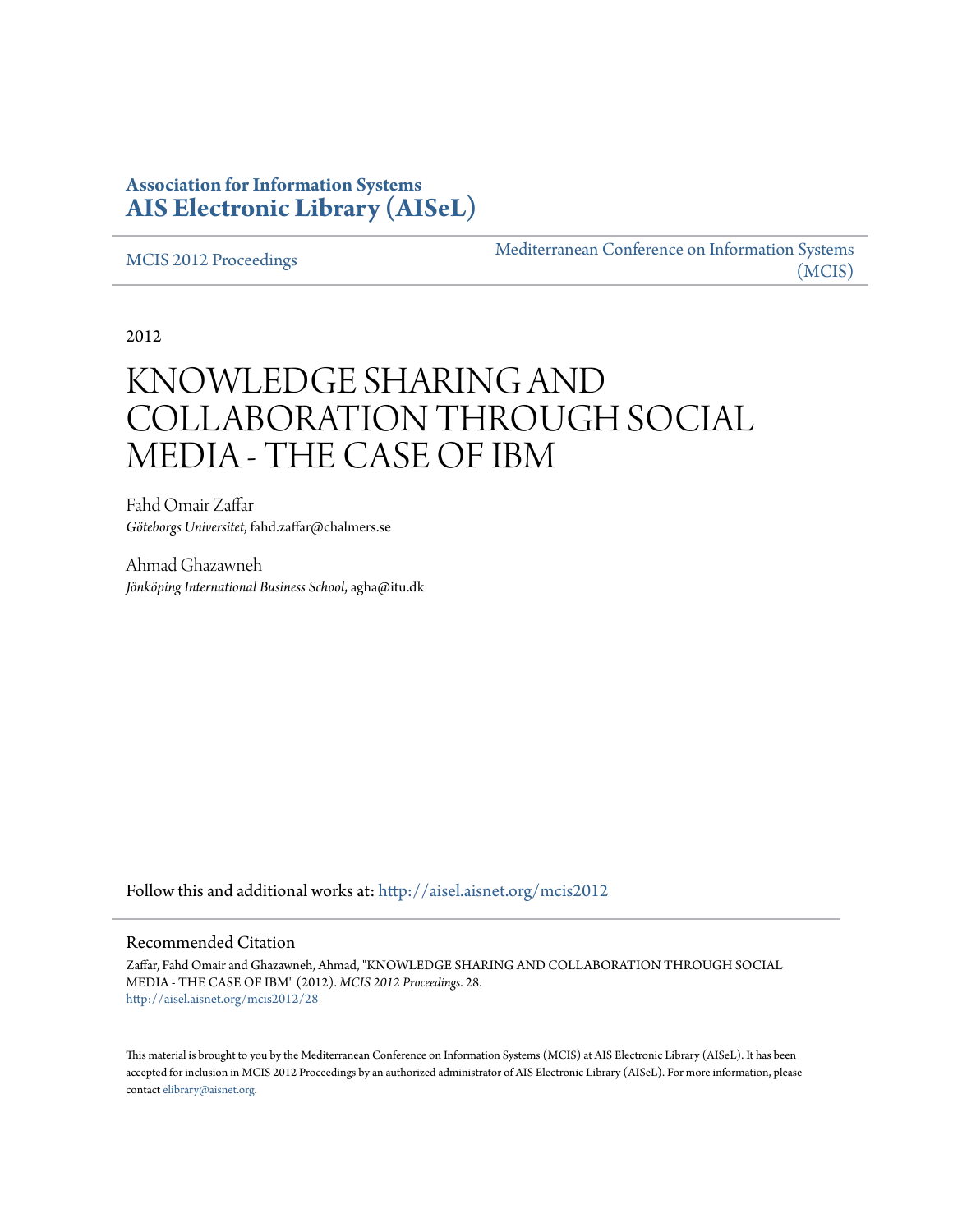**Association for Information Systems**
**AIS Electronic Library (AISeL)**

MCIS 2012 Proceedings

Mediterranean Conference on Information Systems (MCIS)

2012

# KNOWLEDGE SHARING AND COLLABORATION THROUGH SOCIAL MEDIA - THE CASE OF IBM

Fahd Omair Zaffar
*Göteborgs Universitet*, fahd.zaffar@chalmers.se

Ahmad Ghazawneh
*Jönköping International Business School*, agha@itu.dk

Follow this and additional works at: http://aisel.aisnet.org/mcis2012

## Recommended Citation

Zaffar, Fahd Omair and Ghazawneh, Ahmad, "KNOWLEDGE SHARING AND COLLABORATION THROUGH SOCIAL MEDIA - THE CASE OF IBM" (2012). *MCIS 2012 Proceedings*. 28.
http://aisel.aisnet.org/mcis2012/28

This material is brought to you by the Mediterranean Conference on Information Systems (MCIS) at AIS Electronic Library (AISeL). It has been accepted for inclusion in MCIS 2012 Proceedings by an authorized administrator of AIS Electronic Library (AISeL). For more information, please contact elibrary@aisnet.org.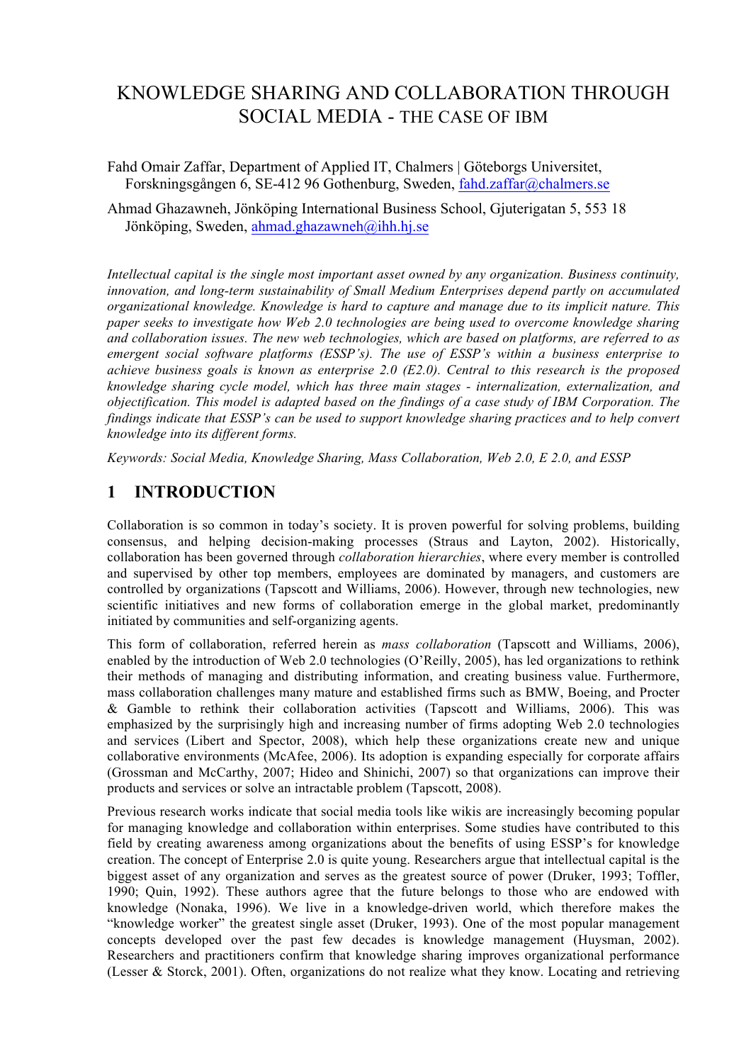# KNOWLEDGE SHARING AND COLLABORATION THROUGH SOCIAL MEDIA - THE CASE OF IBM

Fahd Omair Zaffar, Department of Applied IT, Chalmers | Göteborgs Universitet, Forskningsgången 6, SE-412 96 Gothenburg, Sweden, fahd.zaffar@chalmers.se

Ahmad Ghazawneh, Jönköping International Business School, Gjuterigatan 5, 553 18 Jönköping, Sweden, ahmad.ghazawneh@ihh.hj.se

*Intellectual capital is the single most important asset owned by any organization. Business continuity, innovation, and long-term sustainability of Small Medium Enterprises depend partly on accumulated organizational knowledge. Knowledge is hard to capture and manage due to its implicit nature. This paper seeks to investigate how Web 2.0 technologies are being used to overcome knowledge sharing and collaboration issues. The new web technologies, which are based on platforms, are referred to as emergent social software platforms (ESSP's). The use of ESSP's within a business enterprise to achieve business goals is known as enterprise 2.0 (E2.0). Central to this research is the proposed knowledge sharing cycle model, which has three main stages - internalization, externalization, and objectification. This model is adapted based on the findings of a case study of IBM Corporation. The findings indicate that ESSP's can be used to support knowledge sharing practices and to help convert knowledge into its different forms.*

*Keywords: Social Media, Knowledge Sharing, Mass Collaboration, Web 2.0, E 2.0, and ESSP*

## 1 INTRODUCTION

Collaboration is so common in today's society. It is proven powerful for solving problems, building consensus, and helping decision-making processes (Straus and Layton, 2002). Historically, collaboration has been governed through *collaboration hierarchies*, where every member is controlled and supervised by other top members, employees are dominated by managers, and customers are controlled by organizations (Tapscott and Williams, 2006). However, through new technologies, new scientific initiatives and new forms of collaboration emerge in the global market, predominantly initiated by communities and self-organizing agents.

This form of collaboration, referred herein as *mass collaboration* (Tapscott and Williams, 2006), enabled by the introduction of Web 2.0 technologies (O'Reilly, 2005), has led organizations to rethink their methods of managing and distributing information, and creating business value. Furthermore, mass collaboration challenges many mature and established firms such as BMW, Boeing, and Procter & Gamble to rethink their collaboration activities (Tapscott and Williams, 2006). This was emphasized by the surprisingly high and increasing number of firms adopting Web 2.0 technologies and services (Libert and Spector, 2008), which help these organizations create new and unique collaborative environments (McAfee, 2006). Its adoption is expanding especially for corporate affairs (Grossman and McCarthy, 2007; Hideo and Shinichi, 2007) so that organizations can improve their products and services or solve an intractable problem (Tapscott, 2008).

Previous research works indicate that social media tools like wikis are increasingly becoming popular for managing knowledge and collaboration within enterprises. Some studies have contributed to this field by creating awareness among organizations about the benefits of using ESSP's for knowledge creation. The concept of Enterprise 2.0 is quite young. Researchers argue that intellectual capital is the biggest asset of any organization and serves as the greatest source of power (Druker, 1993; Toffler, 1990; Quin, 1992). These authors agree that the future belongs to those who are endowed with knowledge (Nonaka, 1996). We live in a knowledge-driven world, which therefore makes the "knowledge worker" the greatest single asset (Druker, 1993). One of the most popular management concepts developed over the past few decades is knowledge management (Huysman, 2002). Researchers and practitioners confirm that knowledge sharing improves organizational performance (Lesser & Storck, 2001). Often, organizations do not realize what they know. Locating and retrieving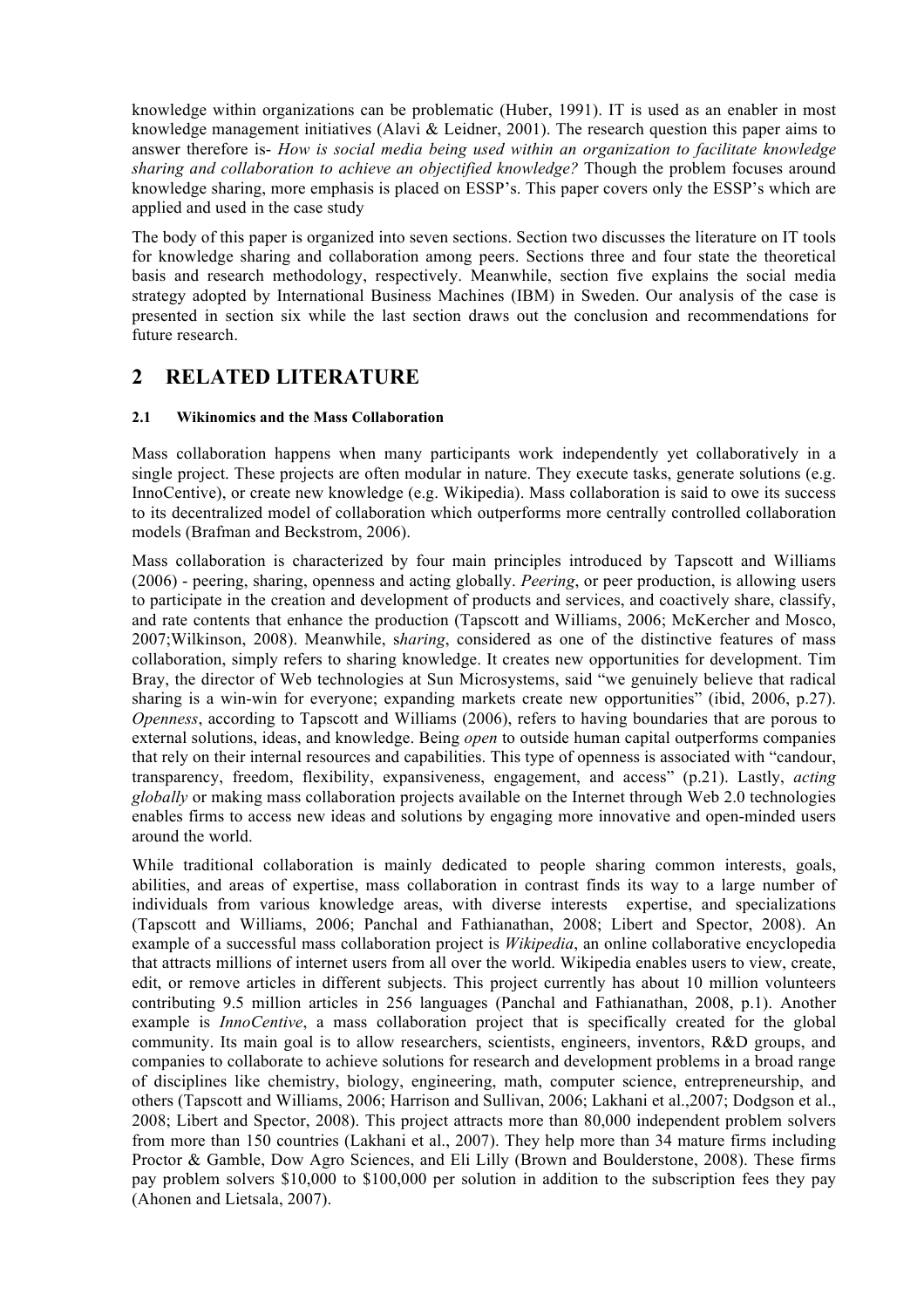knowledge within organizations can be problematic (Huber, 1991). IT is used as an enabler in most knowledge management initiatives (Alavi & Leidner, 2001). The research question this paper aims to answer therefore is- *How is social media being used within an organization to facilitate knowledge sharing and collaboration to achieve an objectified knowledge?* Though the problem focuses around knowledge sharing, more emphasis is placed on ESSP's. This paper covers only the ESSP's which are applied and used in the case study

The body of this paper is organized into seven sections. Section two discusses the literature on IT tools for knowledge sharing and collaboration among peers. Sections three and four state the theoretical basis and research methodology, respectively. Meanwhile, section five explains the social media strategy adopted by International Business Machines (IBM) in Sweden. Our analysis of the case is presented in section six while the last section draws out the conclusion and recommendations for future research.

## 2 RELATED LITERATURE

### 2.1 Wikinomics and the Mass Collaboration

Mass collaboration happens when many participants work independently yet collaboratively in a single project. These projects are often modular in nature. They execute tasks, generate solutions (e.g. InnoCentive), or create new knowledge (e.g. Wikipedia). Mass collaboration is said to owe its success to its decentralized model of collaboration which outperforms more centrally controlled collaboration models (Brafman and Beckstrom, 2006).

Mass collaboration is characterized by four main principles introduced by Tapscott and Williams (2006) - peering, sharing, openness and acting globally. *Peering*, or peer production, is allowing users to participate in the creation and development of products and services, and coactively share, classify, and rate contents that enhance the production (Tapscott and Williams, 2006; McKercher and Mosco, 2007;Wilkinson, 2008). Meanwhile, s*haring*, considered as one of the distinctive features of mass collaboration, simply refers to sharing knowledge. It creates new opportunities for development. Tim Bray, the director of Web technologies at Sun Microsystems, said "we genuinely believe that radical sharing is a win-win for everyone; expanding markets create new opportunities" (ibid, 2006, p.27). *Openness*, according to Tapscott and Williams (2006), refers to having boundaries that are porous to external solutions, ideas, and knowledge. Being *open* to outside human capital outperforms companies that rely on their internal resources and capabilities. This type of openness is associated with "candour, transparency, freedom, flexibility, expansiveness, engagement, and access" (p.21). Lastly, *acting globally* or making mass collaboration projects available on the Internet through Web 2.0 technologies enables firms to access new ideas and solutions by engaging more innovative and open-minded users around the world.

While traditional collaboration is mainly dedicated to people sharing common interests, goals, abilities, and areas of expertise, mass collaboration in contrast finds its way to a large number of individuals from various knowledge areas, with diverse interests expertise, and specializations (Tapscott and Williams, 2006; Panchal and Fathianathan, 2008; Libert and Spector, 2008). An example of a successful mass collaboration project is *Wikipedia*, an online collaborative encyclopedia that attracts millions of internet users from all over the world. Wikipedia enables users to view, create, edit, or remove articles in different subjects. This project currently has about 10 million volunteers contributing 9.5 million articles in 256 languages (Panchal and Fathianathan, 2008, p.1). Another example is *InnoCentive*, a mass collaboration project that is specifically created for the global community. Its main goal is to allow researchers, scientists, engineers, inventors, R&D groups, and companies to collaborate to achieve solutions for research and development problems in a broad range of disciplines like chemistry, biology, engineering, math, computer science, entrepreneurship, and others (Tapscott and Williams, 2006; Harrison and Sullivan, 2006; Lakhani et al.,2007; Dodgson et al., 2008; Libert and Spector, 2008). This project attracts more than 80,000 independent problem solvers from more than 150 countries (Lakhani et al., 2007). They help more than 34 mature firms including Proctor & Gamble, Dow Agro Sciences, and Eli Lilly (Brown and Boulderstone, 2008). These firms pay problem solvers \$10,000 to \$100,000 per solution in addition to the subscription fees they pay (Ahonen and Lietsala, 2007).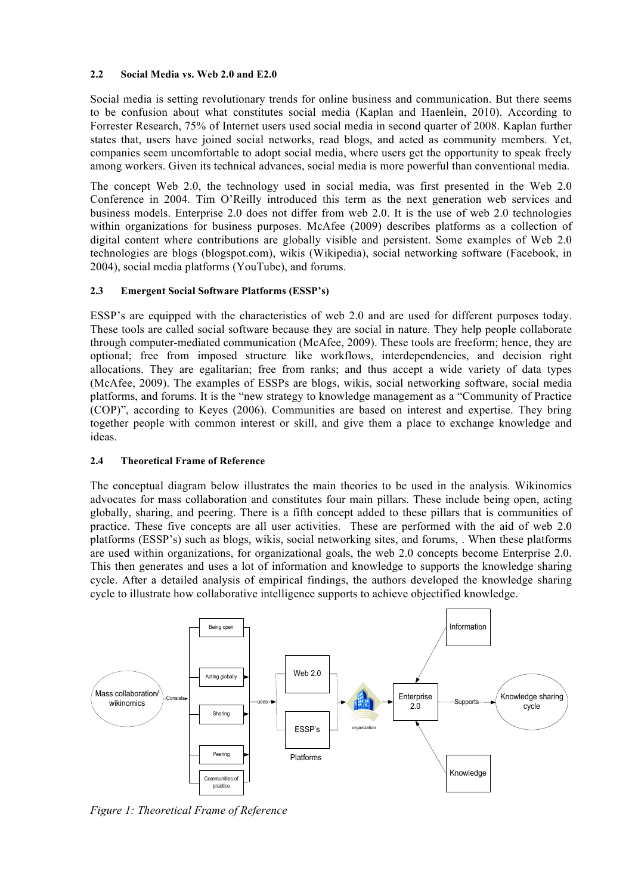### 2.2 Social Media vs. Web 2.0 and E2.0

Social media is setting revolutionary trends for online business and communication. But there seems to be confusion about what constitutes social media (Kaplan and Haenlein, 2010). According to Forrester Research, 75% of Internet users used social media in second quarter of 2008. Kaplan further states that, users have joined social networks, read blogs, and acted as community members. Yet, companies seem uncomfortable to adopt social media, where users get the opportunity to speak freely among workers. Given its technical advances, social media is more powerful than conventional media.

The concept Web 2.0, the technology used in social media, was first presented in the Web 2.0 Conference in 2004. Tim O'Reilly introduced this term as the next generation web services and business models. Enterprise 2.0 does not differ from web 2.0. It is the use of web 2.0 technologies within organizations for business purposes. McAfee (2009) describes platforms as a collection of digital content where contributions are globally visible and persistent. Some examples of Web 2.0 technologies are blogs (blogspot.com), wikis (Wikipedia), social networking software (Facebook, in 2004), social media platforms (YouTube), and forums.

### 2.3 Emergent Social Software Platforms (ESSP's)

ESSP's are equipped with the characteristics of web 2.0 and are used for different purposes today. These tools are called social software because they are social in nature. They help people collaborate through computer-mediated communication (McAfee, 2009). These tools are freeform; hence, they are optional; free from imposed structure like workflows, interdependencies, and decision right allocations. They are egalitarian; free from ranks; and thus accept a wide variety of data types (McAfee, 2009). The examples of ESSPs are blogs, wikis, social networking software, social media platforms, and forums. It is the "new strategy to knowledge management as a "Community of Practice (COP)", according to Keyes (2006). Communities are based on interest and expertise. They bring together people with common interest or skill, and give them a place to exchange knowledge and ideas.

### 2.4 Theoretical Frame of Reference

The conceptual diagram below illustrates the main theories to be used in the analysis. Wikinomics advocates for mass collaboration and constitutes four main pillars. These include being open, acting globally, sharing, and peering. There is a fifth concept added to these pillars that is communities of practice. These five concepts are all user activities. These are performed with the aid of web 2.0 platforms (ESSP's) such as blogs, wikis, social networking sites, and forums, . When these platforms are used within organizations, for organizational goals, the web 2.0 concepts become Enterprise 2.0. This then generates and uses a lot of information and knowledge to supports the knowledge sharing cycle. After a detailed analysis of empirical findings, the authors developed the knowledge sharing cycle to illustrate how collaborative intelligence supports to achieve objectified knowledge.

*Figure 1: Theoretical Frame of Reference*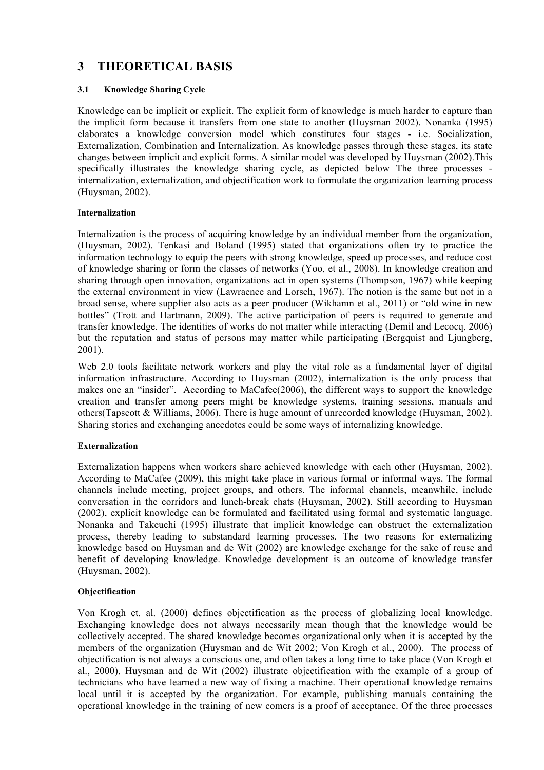# 3 THEORETICAL BASIS

## 3.1 Knowledge Sharing Cycle

Knowledge can be implicit or explicit. The explicit form of knowledge is much harder to capture than the implicit form because it transfers from one state to another (Huysman 2002). Nonanka (1995) elaborates a knowledge conversion model which constitutes four stages - i.e. Socialization, Externalization, Combination and Internalization. As knowledge passes through these stages, its state changes between implicit and explicit forms. A similar model was developed by Huysman (2002).This specifically illustrates the knowledge sharing cycle, as depicted below The three processes - internalization, externalization, and objectification work to formulate the organization learning process (Huysman, 2002).

#### Internalization

Internalization is the process of acquiring knowledge by an individual member from the organization, (Huysman, 2002). Tenkasi and Boland (1995) stated that organizations often try to practice the information technology to equip the peers with strong knowledge, speed up processes, and reduce cost of knowledge sharing or form the classes of networks (Yoo, et al., 2008). In knowledge creation and sharing through open innovation, organizations act in open systems (Thompson, 1967) while keeping the external environment in view (Lawraence and Lorsch, 1967). The notion is the same but not in a broad sense, where supplier also acts as a peer producer (Wikhamn et al., 2011) or "old wine in new bottles" (Trott and Hartmann, 2009). The active participation of peers is required to generate and transfer knowledge. The identities of works do not matter while interacting (Demil and Lecocq, 2006) but the reputation and status of persons may matter while participating (Bergquist and Ljungberg, 2001).

Web 2.0 tools facilitate network workers and play the vital role as a fundamental layer of digital information infrastructure. According to Huysman (2002), internalization is the only process that makes one an "insider". According to MaCafee(2006), the different ways to support the knowledge creation and transfer among peers might be knowledge systems, training sessions, manuals and others(Tapscott & Williams, 2006). There is huge amount of unrecorded knowledge (Huysman, 2002). Sharing stories and exchanging anecdotes could be some ways of internalizing knowledge.

#### Externalization

Externalization happens when workers share achieved knowledge with each other (Huysman, 2002). According to MaCafee (2009), this might take place in various formal or informal ways. The formal channels include meeting, project groups, and others. The informal channels, meanwhile, include conversation in the corridors and lunch-break chats (Huysman, 2002). Still according to Huysman (2002), explicit knowledge can be formulated and facilitated using formal and systematic language. Nonanka and Takeuchi (1995) illustrate that implicit knowledge can obstruct the externalization process, thereby leading to substandard learning processes. The two reasons for externalizing knowledge based on Huysman and de Wit (2002) are knowledge exchange for the sake of reuse and benefit of developing knowledge. Knowledge development is an outcome of knowledge transfer (Huysman, 2002).

#### Objectification

Von Krogh et. al. (2000) defines objectification as the process of globalizing local knowledge. Exchanging knowledge does not always necessarily mean though that the knowledge would be collectively accepted. The shared knowledge becomes organizational only when it is accepted by the members of the organization (Huysman and de Wit 2002; Von Krogh et al., 2000). The process of objectification is not always a conscious one, and often takes a long time to take place (Von Krogh et al., 2000). Huysman and de Wit (2002) illustrate objectification with the example of a group of technicians who have learned a new way of fixing a machine. Their operational knowledge remains local until it is accepted by the organization. For example, publishing manuals containing the operational knowledge in the training of new comers is a proof of acceptance. Of the three processes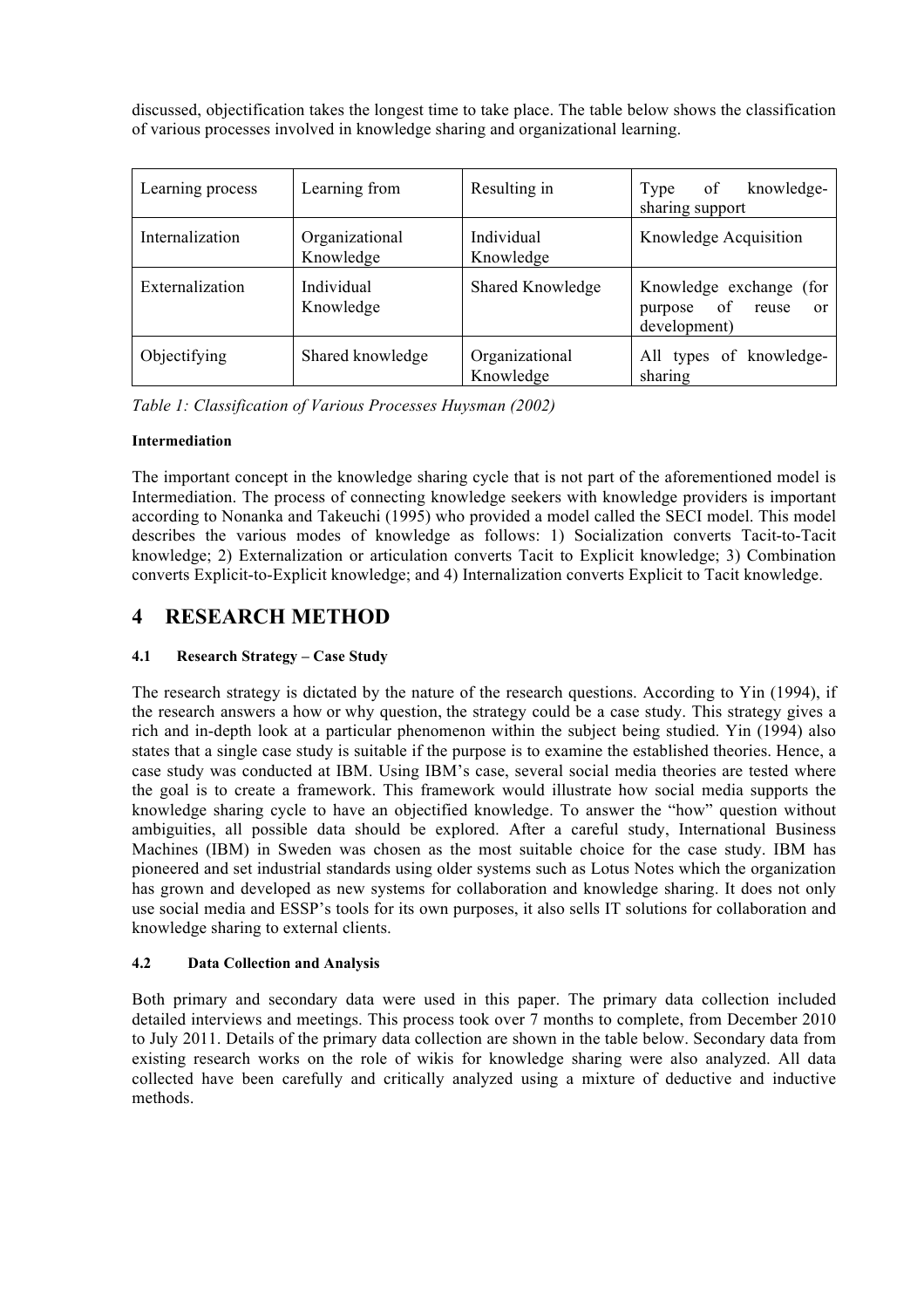discussed, objectification takes the longest time to take place. The table below shows the classification of various processes involved in knowledge sharing and organizational learning.

| Learning process | Learning from | Resulting in | Type of knowledge-sharing support |
|---|---|---|---|
| Internalization | Organizational Knowledge | Individual Knowledge | Knowledge Acquisition |
| Externalization | Individual Knowledge | Shared Knowledge | Knowledge exchange (for purpose of reuse or development) |
| Objectifying | Shared knowledge | Organizational Knowledge | All types of knowledge-sharing |

*Table 1: Classification of Various Processes Huysman (2002)*

**Intermediation**

The important concept in the knowledge sharing cycle that is not part of the aforementioned model is Intermediation. The process of connecting knowledge seekers with knowledge providers is important according to Nonanka and Takeuchi (1995) who provided a model called the SECI model. This model describes the various modes of knowledge as follows: 1) Socialization converts Tacit-to-Tacit knowledge; 2) Externalization or articulation converts Tacit to Explicit knowledge; 3) Combination converts Explicit-to-Explicit knowledge; and 4) Internalization converts Explicit to Tacit knowledge.

# 4 RESEARCH METHOD

### 4.1 Research Strategy – Case Study

The research strategy is dictated by the nature of the research questions. According to Yin (1994), if the research answers a how or why question, the strategy could be a case study. This strategy gives a rich and in-depth look at a particular phenomenon within the subject being studied. Yin (1994) also states that a single case study is suitable if the purpose is to examine the established theories. Hence, a case study was conducted at IBM. Using IBM's case, several social media theories are tested where the goal is to create a framework. This framework would illustrate how social media supports the knowledge sharing cycle to have an objectified knowledge. To answer the "how" question without ambiguities, all possible data should be explored. After a careful study, International Business Machines (IBM) in Sweden was chosen as the most suitable choice for the case study. IBM has pioneered and set industrial standards using older systems such as Lotus Notes which the organization has grown and developed as new systems for collaboration and knowledge sharing. It does not only use social media and ESSP's tools for its own purposes, it also sells IT solutions for collaboration and knowledge sharing to external clients.

### 4.2 Data Collection and Analysis

Both primary and secondary data were used in this paper. The primary data collection included detailed interviews and meetings. This process took over 7 months to complete, from December 2010 to July 2011. Details of the primary data collection are shown in the table below. Secondary data from existing research works on the role of wikis for knowledge sharing were also analyzed. All data collected have been carefully and critically analyzed using a mixture of deductive and inductive methods.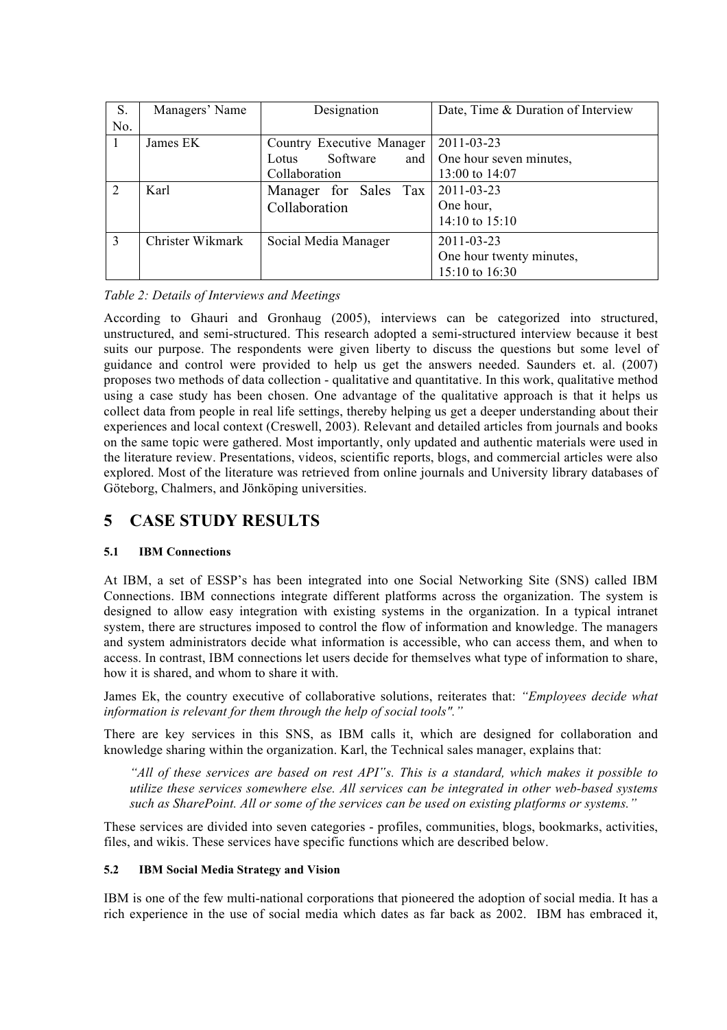| S. No. | Managers' Name | Designation | Date, Time & Duration of Interview |
|---|---|---|---|
| 1 | James EK | Country Executive Manager Lotus Software and Collaboration | 2011-03-23<br>One hour seven minutes,<br>13:00 to 14:07 |
| 2 | Karl | Manager for Sales Tax Collaboration | 2011-03-23<br>One hour,<br>14:10 to 15:10 |
| 3 | Christer Wikmark | Social Media Manager | 2011-03-23<br>One hour twenty minutes,<br>15:10 to 16:30 |

*Table 2: Details of Interviews and Meetings*

According to Ghauri and Gronhaug (2005), interviews can be categorized into structured, unstructured, and semi-structured. This research adopted a semi-structured interview because it best suits our purpose. The respondents were given liberty to discuss the questions but some level of guidance and control were provided to help us get the answers needed. Saunders et. al. (2007) proposes two methods of data collection - qualitative and quantitative. In this work, qualitative method using a case study has been chosen. One advantage of the qualitative approach is that it helps us collect data from people in real life settings, thereby helping us get a deeper understanding about their experiences and local context (Creswell, 2003). Relevant and detailed articles from journals and books on the same topic were gathered. Most importantly, only updated and authentic materials were used in the literature review. Presentations, videos, scientific reports, blogs, and commercial articles were also explored. Most of the literature was retrieved from online journals and University library databases of Göteborg, Chalmers, and Jönköping universities.

# 5 CASE STUDY RESULTS

### 5.1 IBM Connections

At IBM, a set of ESSP's has been integrated into one Social Networking Site (SNS) called IBM Connections. IBM connections integrate different platforms across the organization. The system is designed to allow easy integration with existing systems in the organization. In a typical intranet system, there are structures imposed to control the flow of information and knowledge. The managers and system administrators decide what information is accessible, who can access them, and when to access. In contrast, IBM connections let users decide for themselves what type of information to share, how it is shared, and whom to share it with.

James Ek, the country executive of collaborative solutions, reiterates that: *"Employees decide what information is relevant for them through the help of social tools"."*

There are key services in this SNS, as IBM calls it, which are designed for collaboration and knowledge sharing within the organization. Karl, the Technical sales manager, explains that:

> *"All of these services are based on rest API"s. This is a standard, which makes it possible to utilize these services somewhere else. All services can be integrated in other web-based systems such as SharePoint. All or some of the services can be used on existing platforms or systems."*

These services are divided into seven categories - profiles, communities, blogs, bookmarks, activities, files, and wikis. These services have specific functions which are described below.

### 5.2 IBM Social Media Strategy and Vision

IBM is one of the few multi-national corporations that pioneered the adoption of social media. It has a rich experience in the use of social media which dates as far back as 2002. IBM has embraced it,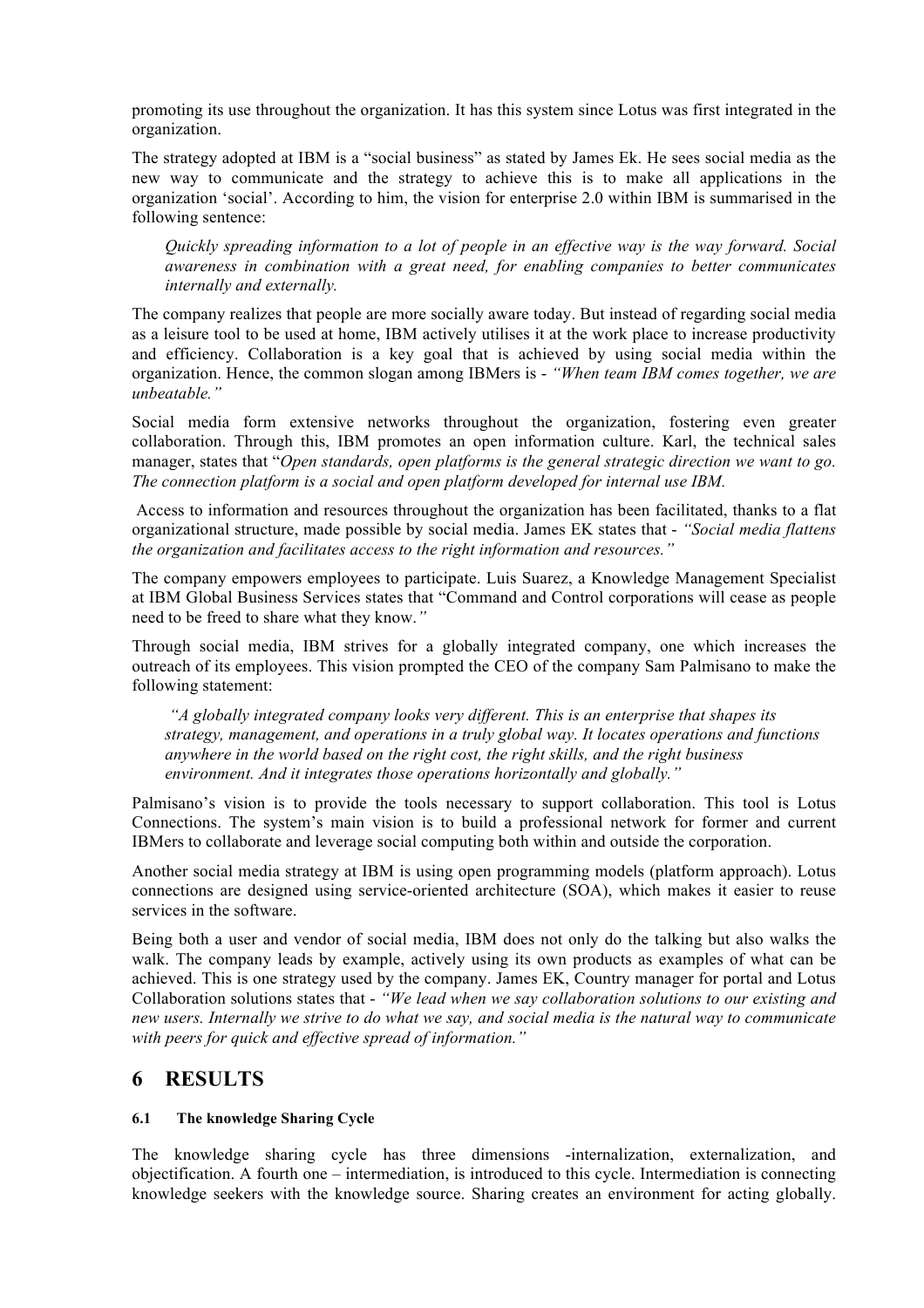promoting its use throughout the organization. It has this system since Lotus was first integrated in the organization.

The strategy adopted at IBM is a "social business" as stated by James Ek. He sees social media as the new way to communicate and the strategy to achieve this is to make all applications in the organization 'social'. According to him, the vision for enterprise 2.0 within IBM is summarised in the following sentence:

> *Quickly spreading information to a lot of people in an effective way is the way forward. Social awareness in combination with a great need, for enabling companies to better communicates internally and externally.*

The company realizes that people are more socially aware today. But instead of regarding social media as a leisure tool to be used at home, IBM actively utilises it at the work place to increase productivity and efficiency. Collaboration is a key goal that is achieved by using social media within the organization. Hence, the common slogan among IBMers is - *"When team IBM comes together, we are unbeatable."*

Social media form extensive networks throughout the organization, fostering even greater collaboration. Through this, IBM promotes an open information culture. Karl, the technical sales manager, states that "*Open standards, open platforms is the general strategic direction we want to go. The connection platform is a social and open platform developed for internal use IBM.*

Access to information and resources throughout the organization has been facilitated, thanks to a flat organizational structure, made possible by social media. James EK states that - *"Social media flattens the organization and facilitates access to the right information and resources."*

The company empowers employees to participate. Luis Suarez, a Knowledge Management Specialist at IBM Global Business Services states that "Command and Control corporations will cease as people need to be freed to share what they know.*"*

Through social media, IBM strives for a globally integrated company, one which increases the outreach of its employees. This vision prompted the CEO of the company Sam Palmisano to make the following statement:

> *"A globally integrated company looks very different. This is an enterprise that shapes its strategy, management, and operations in a truly global way. It locates operations and functions anywhere in the world based on the right cost, the right skills, and the right business environment. And it integrates those operations horizontally and globally."*

Palmisano's vision is to provide the tools necessary to support collaboration. This tool is Lotus Connections. The system's main vision is to build a professional network for former and current IBMers to collaborate and leverage social computing both within and outside the corporation.

Another social media strategy at IBM is using open programming models (platform approach). Lotus connections are designed using service-oriented architecture (SOA), which makes it easier to reuse services in the software.

Being both a user and vendor of social media, IBM does not only do the talking but also walks the walk. The company leads by example, actively using its own products as examples of what can be achieved. This is one strategy used by the company. James EK, Country manager for portal and Lotus Collaboration solutions states that - *"We lead when we say collaboration solutions to our existing and new users. Internally we strive to do what we say, and social media is the natural way to communicate with peers for quick and effective spread of information."*

# 6 RESULTS

### 6.1 The knowledge Sharing Cycle

The knowledge sharing cycle has three dimensions -internalization, externalization, and objectification. A fourth one – intermediation, is introduced to this cycle. Intermediation is connecting knowledge seekers with the knowledge source. Sharing creates an environment for acting globally.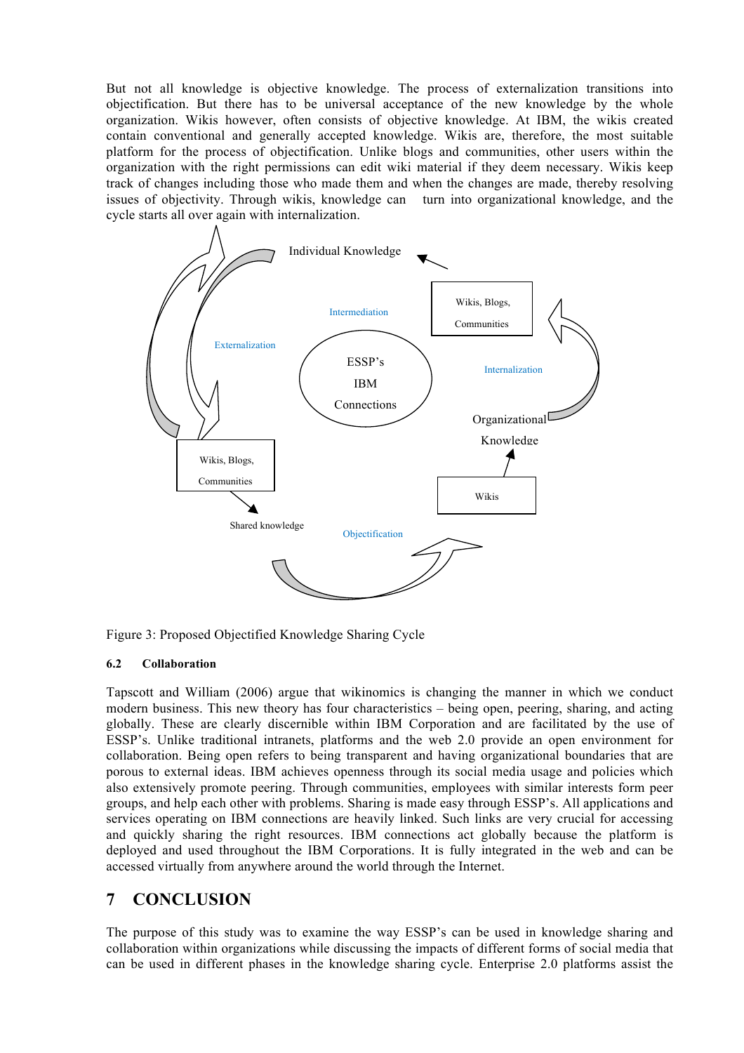But not all knowledge is objective knowledge. The process of externalization transitions into objectification. But there has to be universal acceptance of the new knowledge by the whole organization. Wikis however, often consists of objective knowledge. At IBM, the wikis created contain conventional and generally accepted knowledge. Wikis are, therefore, the most suitable platform for the process of objectification. Unlike blogs and communities, other users within the organization with the right permissions can edit wiki material if they deem necessary. Wikis keep track of changes including those who made them and when the changes are made, thereby resolving issues of objectivity. Through wikis, knowledge can turn into organizational knowledge, and the cycle starts all over again with internalization.

Figure 3: Proposed Objectified Knowledge Sharing Cycle

### 6.2 Collaboration

Tapscott and William (2006) argue that wikinomics is changing the manner in which we conduct modern business. This new theory has four characteristics – being open, peering, sharing, and acting globally. These are clearly discernible within IBM Corporation and are facilitated by the use of ESSP's. Unlike traditional intranets, platforms and the web 2.0 provide an open environment for collaboration. Being open refers to being transparent and having organizational boundaries that are porous to external ideas. IBM achieves openness through its social media usage and policies which also extensively promote peering. Through communities, employees with similar interests form peer groups, and help each other with problems. Sharing is made easy through ESSP's. All applications and services operating on IBM connections are heavily linked. Such links are very crucial for accessing and quickly sharing the right resources. IBM connections act globally because the platform is deployed and used throughout the IBM Corporations. It is fully integrated in the web and can be accessed virtually from anywhere around the world through the Internet.

## 7 CONCLUSION

The purpose of this study was to examine the way ESSP's can be used in knowledge sharing and collaboration within organizations while discussing the impacts of different forms of social media that can be used in different phases in the knowledge sharing cycle. Enterprise 2.0 platforms assist the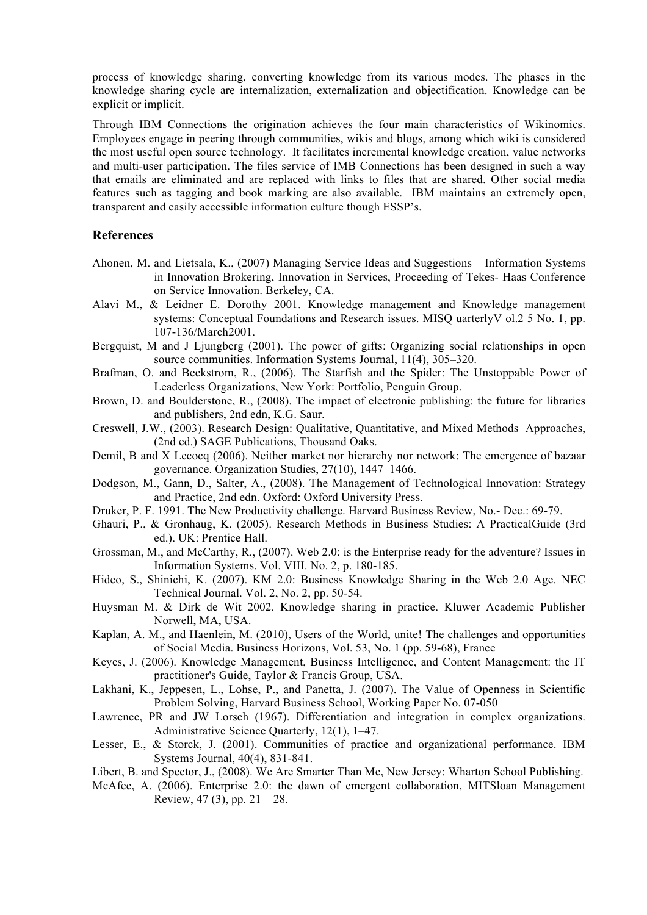process of knowledge sharing, converting knowledge from its various modes. The phases in the knowledge sharing cycle are internalization, externalization and objectification. Knowledge can be explicit or implicit.

Through IBM Connections the origination achieves the four main characteristics of Wikinomics. Employees engage in peering through communities, wikis and blogs, among which wiki is considered the most useful open source technology. It facilitates incremental knowledge creation, value networks and multi-user participation. The files service of IMB Connections has been designed in such a way that emails are eliminated and are replaced with links to files that are shared. Other social media features such as tagging and book marking are also available. IBM maintains an extremely open, transparent and easily accessible information culture though ESSP's.

## References

Ahonen, M. and Lietsala, K., (2007) Managing Service Ideas and Suggestions – Information Systems in Innovation Brokering, Innovation in Services, Proceeding of Tekes- Haas Conference on Service Innovation. Berkeley, CA.

Alavi M., & Leidner E. Dorothy 2001. Knowledge management and Knowledge management systems: Conceptual Foundations and Research issues. MISQ uarterlyV ol.2 5 No. 1, pp. 107-136/March2001.

Bergquist, M and J Ljungberg (2001). The power of gifts: Organizing social relationships in open source communities. Information Systems Journal, 11(4), 305–320.

Brafman, O. and Beckstrom, R., (2006). The Starfish and the Spider: The Unstoppable Power of Leaderless Organizations, New York: Portfolio, Penguin Group.

Brown, D. and Boulderstone, R., (2008). The impact of electronic publishing: the future for libraries and publishers, 2nd edn, K.G. Saur.

Creswell, J.W., (2003). Research Design: Qualitative, Quantitative, and Mixed Methods Approaches, (2nd ed.) SAGE Publications, Thousand Oaks.

Demil, B and X Lecocq (2006). Neither market nor hierarchy nor network: The emergence of bazaar governance. Organization Studies, 27(10), 1447–1466.

Dodgson, M., Gann, D., Salter, A., (2008). The Management of Technological Innovation: Strategy and Practice, 2nd edn. Oxford: Oxford University Press.

Druker, P. F. 1991. The New Productivity challenge. Harvard Business Review, No.- Dec.: 69-79.

Ghauri, P., & Gronhaug, K. (2005). Research Methods in Business Studies: A PracticalGuide (3rd ed.). UK: Prentice Hall.

Grossman, M., and McCarthy, R., (2007). Web 2.0: is the Enterprise ready for the adventure? Issues in Information Systems. Vol. VIII. No. 2, p. 180-185.

Hideo, S., Shinichi, K. (2007). KM 2.0: Business Knowledge Sharing in the Web 2.0 Age. NEC Technical Journal. Vol. 2, No. 2, pp. 50-54.

Huysman M. & Dirk de Wit 2002. Knowledge sharing in practice. Kluwer Academic Publisher Norwell, MA, USA.

Kaplan, A. M., and Haenlein, M. (2010), Users of the World, unite! The challenges and opportunities of Social Media. Business Horizons, Vol. 53, No. 1 (pp. 59-68), France

Keyes, J. (2006). Knowledge Management, Business Intelligence, and Content Management: the IT practitioner's Guide, Taylor & Francis Group, USA.

Lakhani, K., Jeppesen, L., Lohse, P., and Panetta, J. (2007). The Value of Openness in Scientific Problem Solving, Harvard Business School, Working Paper No. 07-050

Lawrence, PR and JW Lorsch (1967). Differentiation and integration in complex organizations. Administrative Science Quarterly, 12(1), 1–47.

Lesser, E., & Storck, J. (2001). Communities of practice and organizational performance. IBM Systems Journal, 40(4), 831-841.

Libert, B. and Spector, J., (2008). We Are Smarter Than Me, New Jersey: Wharton School Publishing.

McAfee, A. (2006). Enterprise 2.0: the dawn of emergent collaboration, MITSloan Management Review, 47 (3), pp. 21 – 28.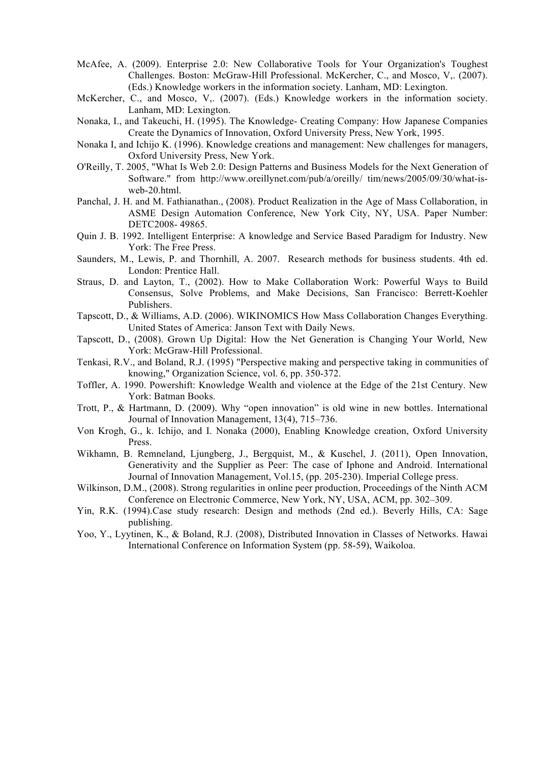McAfee, A. (2009). Enterprise 2.0: New Collaborative Tools for Your Organization's Toughest Challenges. Boston: McGraw-Hill Professional. McKercher, C., and Mosco, V,. (2007). (Eds.) Knowledge workers in the information society. Lanham, MD: Lexington.

McKercher, C., and Mosco, V,. (2007). (Eds.) Knowledge workers in the information society. Lanham, MD: Lexington.

Nonaka, I., and Takeuchi, H. (1995). The Knowledge- Creating Company: How Japanese Companies Create the Dynamics of Innovation, Oxford University Press, New York, 1995.

Nonaka I, and Ichijo K. (1996). Knowledge creations and management: New challenges for managers, Oxford University Press, New York.

O'Reilly, T. 2005, "What Is Web 2.0: Design Patterns and Business Models for the Next Generation of Software." from http://www.oreillynet.com/pub/a/oreilly/ tim/news/2005/09/30/what-is-web-20.html.

Panchal, J. H. and M. Fathianathan., (2008). Product Realization in the Age of Mass Collaboration, in ASME Design Automation Conference, New York City, NY, USA. Paper Number: DETC2008- 49865.

Quin J. B. 1992. Intelligent Enterprise: A knowledge and Service Based Paradigm for Industry. New York: The Free Press.

Saunders, M., Lewis, P. and Thornhill, A. 2007. Research methods for business students. 4th ed. London: Prentice Hall.

Straus, D. and Layton, T., (2002). How to Make Collaboration Work: Powerful Ways to Build Consensus, Solve Problems, and Make Decisions, San Francisco: Berrett-Koehler Publishers.

Tapscott, D., & Williams, A.D. (2006). WIKINOMICS How Mass Collaboration Changes Everything. United States of America: Janson Text with Daily News.

Tapscott, D., (2008). Grown Up Digital: How the Net Generation is Changing Your World, New York: McGraw-Hill Professional.

Tenkasi, R.V., and Boland, R.J. (1995) "Perspective making and perspective taking in communities of knowing," Organization Science, vol. 6, pp. 350-372.

Toffler, A. 1990. Powershift: Knowledge Wealth and violence at the Edge of the 21st Century. New York: Batman Books.

Trott, P., & Hartmann, D. (2009). Why "open innovation" is old wine in new bottles. International Journal of Innovation Management, 13(4), 715–736.

Von Krogh, G., k. Ichijo, and I. Nonaka (2000), Enabling Knowledge creation, Oxford University Press.

Wikhamn, B. Remneland, Ljungberg, J., Bergquist, M., & Kuschel, J. (2011), Open Innovation, Generativity and the Supplier as Peer: The case of Iphone and Android. International Journal of Innovation Management, Vol.15, (pp. 205-230). Imperial College press.

Wilkinson, D.M., (2008). Strong regularities in online peer production, Proceedings of the Ninth ACM Conference on Electronic Commerce, New York, NY, USA, ACM, pp. 302–309.

Yin, R.K. (1994).Case study research: Design and methods (2nd ed.). Beverly Hills, CA: Sage publishing.

Yoo, Y., Lyytinen, K., & Boland, R.J. (2008), Distributed Innovation in Classes of Networks. Hawai International Conference on Information System (pp. 58-59), Waikoloa.